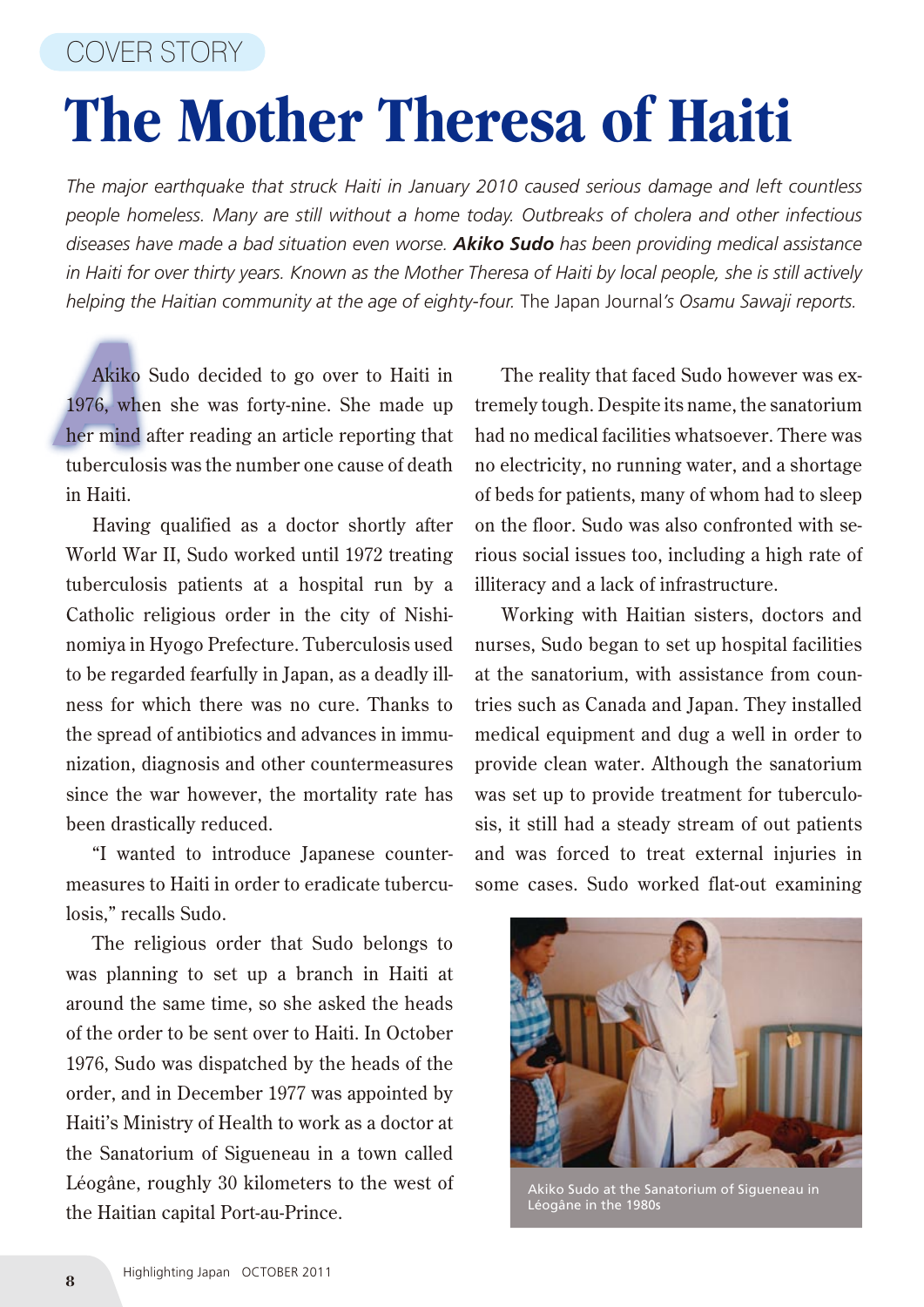COVER STORY

# The Mother Theresa of Haiti

*The major earthquake that struck Haiti in January 2010 caused serious damage and left countless people homeless. Many are still without a home today. Outbreaks of cholera and other infectious diseases have made a bad situation even worse.* ***Akiko Sudo*** *has been providing medical assistance in Haiti for over thirty years. Known as the Mother Theresa of Haiti by local people, she is still actively helping the Haitian community at the age of eighty-four.* The Japan Journal*'s Osamu Sawaji reports.*

Akiko Sudo decided to go over to Haiti in 1976, when she was forty-nine. She made up her mind after reading an article reporting that tuberculosis was the number one cause of death in Haiti.

Having qualified as a doctor shortly after World War II, Sudo worked until 1972 treating tuberculosis patients at a hospital run by a Catholic religious order in the city of Nishinomiya in Hyogo Prefecture. Tuberculosis used to be regarded fearfully in Japan, as a deadly illness for which there was no cure. Thanks to the spread of antibiotics and advances in immunization, diagnosis and other countermeasures since the war however, the mortality rate has been drastically reduced.

"I wanted to introduce Japanese countermeasures to Haiti in order to eradicate tuberculosis," recalls Sudo.

The religious order that Sudo belongs to was planning to set up a branch in Haiti at around the same time, so she asked the heads of the order to be sent over to Haiti. In October 1976, Sudo was dispatched by the heads of the order, and in December 1977 was appointed by Haiti's Ministry of Health to work as a doctor at the Sanatorium of Sigueneau in a town called Léogâne, roughly 30 kilometers to the west of the Haitian capital Port-au-Prince.

The reality that faced Sudo however was extremely tough. Despite its name, the sanatorium had no medical facilities whatsoever. There was no electricity, no running water, and a shortage of beds for patients, many of whom had to sleep on the floor. Sudo was also confronted with serious social issues too, including a high rate of illiteracy and a lack of infrastructure.

Working with Haitian sisters, doctors and nurses, Sudo began to set up hospital facilities at the sanatorium, with assistance from countries such as Canada and Japan. They installed medical equipment and dug a well in order to provide clean water. Although the sanatorium was set up to provide treatment for tuberculosis, it still had a steady stream of out patients and was forced to treat external injuries in some cases. Sudo worked flat-out examining

Akiko Sudo at the Sanatorium of Sigueneau in Léogâne in the 1980s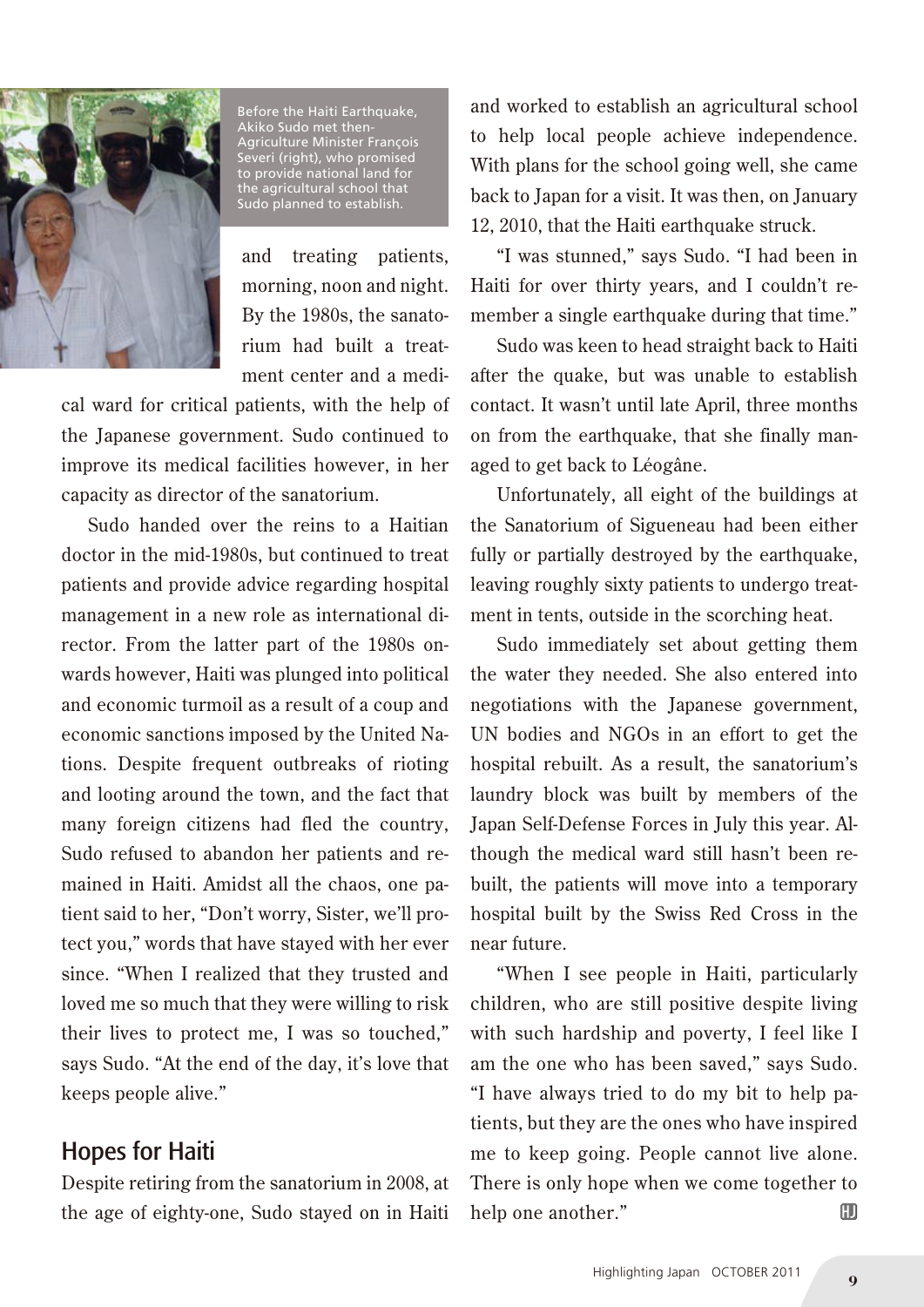Before the Haiti Earthquake, Akiko Sudo met then-Agriculture Minister François Severi (right), who promised to provide national land for the agricultural school that Sudo planned to establish.

and treating patients, morning, noon and night. By the 1980s, the sanatorium had built a treatment center and a medical ward for critical patients, with the help of the Japanese government. Sudo continued to improve its medical facilities however, in her capacity as director of the sanatorium.

Sudo handed over the reins to a Haitian doctor in the mid-1980s, but continued to treat patients and provide advice regarding hospital management in a new role as international director. From the latter part of the 1980s onwards however, Haiti was plunged into political and economic turmoil as a result of a coup and economic sanctions imposed by the United Nations. Despite frequent outbreaks of rioting and looting around the town, and the fact that many foreign citizens had fled the country, Sudo refused to abandon her patients and remained in Haiti. Amidst all the chaos, one patient said to her, "Don't worry, Sister, we'll protect you," words that have stayed with her ever since. "When I realized that they trusted and loved me so much that they were willing to risk their lives to protect me, I was so touched," says Sudo. "At the end of the day, it's love that keeps people alive."

## Hopes for Haiti

Despite retiring from the sanatorium in 2008, at the age of eighty-one, Sudo stayed on in Haiti and worked to establish an agricultural school to help local people achieve independence. With plans for the school going well, she came back to Japan for a visit. It was then, on January 12, 2010, that the Haiti earthquake struck.

"I was stunned," says Sudo. "I had been in Haiti for over thirty years, and I couldn't remember a single earthquake during that time."

Sudo was keen to head straight back to Haiti after the quake, but was unable to establish contact. It wasn't until late April, three months on from the earthquake, that she finally managed to get back to Léogâne.

Unfortunately, all eight of the buildings at the Sanatorium of Sigueneau had been either fully or partially destroyed by the earthquake, leaving roughly sixty patients to undergo treatment in tents, outside in the scorching heat.

Sudo immediately set about getting them the water they needed. She also entered into negotiations with the Japanese government, UN bodies and NGOs in an effort to get the hospital rebuilt. As a result, the sanatorium's laundry block was built by members of the Japan Self-Defense Forces in July this year. Although the medical ward still hasn't been rebuilt, the patients will move into a temporary hospital built by the Swiss Red Cross in the near future.

"When I see people in Haiti, particularly children, who are still positive despite living with such hardship and poverty, I feel like I am the one who has been saved," says Sudo. "I have always tried to do my bit to help patients, but they are the ones who have inspired me to keep going. People cannot live alone. There is only hope when we come together to help one another."